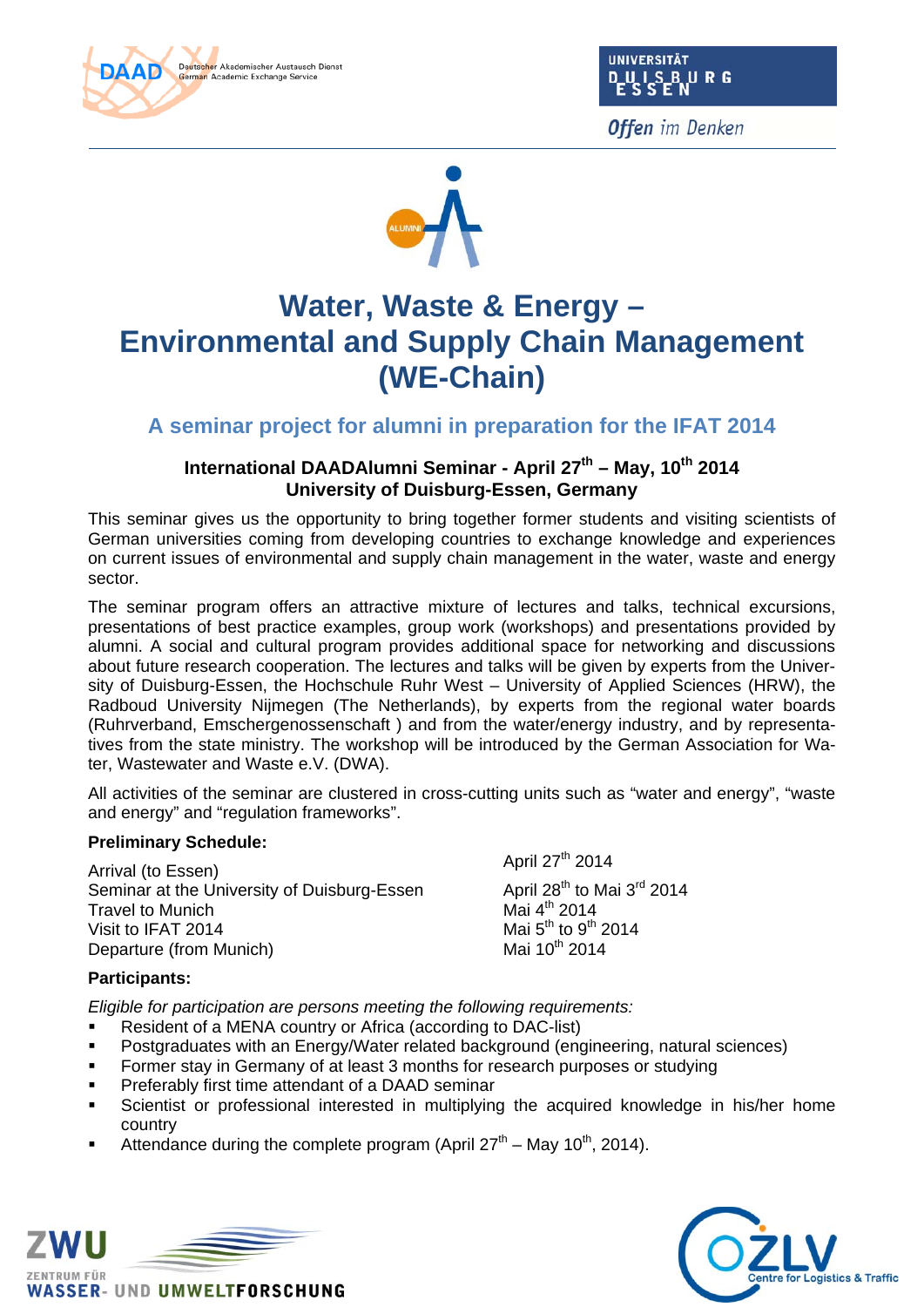# Water, Waste & Energy – Environmental and Supply Chain Management (WE-Chain)

## A seminar project for alumni in preparation for the IFAT 2014

**International DAADAlumni Seminar - April 27th – May, 10th 2014**
**University of Duisburg-Essen, Germany**

This seminar gives us the opportunity to bring together former students and visiting scientists of German universities coming from developing countries to exchange knowledge and experiences on current issues of environmental and supply chain management in the water, waste and energy sector.

The seminar program offers an attractive mixture of lectures and talks, technical excursions, presentations of best practice examples, group work (workshops) and presentations provided by alumni. A social and cultural program provides additional space for networking and discussions about future research cooperation. The lectures and talks will be given by experts from the University of Duisburg-Essen, the Hochschule Ruhr West – University of Applied Sciences (HRW), the Radboud University Nijmegen (The Netherlands), by experts from the regional water boards (Ruhrverband, Emschergenossenschaft ) and from the water/energy industry, and by representatives from the state ministry. The workshop will be introduced by the German Association for Water, Wastewater and Waste e.V. (DWA).

All activities of the seminar are clustered in cross-cutting units such as “water and energy”, “waste and energy” and “regulation frameworks”.

**Preliminary Schedule:**

| | |
|---|---|
| Arrival (to Essen) | April 27th 2014 |
| Seminar at the University of Duisburg-Essen | April 28th to Mai 3rd 2014 |
| Travel to Munich | Mai 4th 2014 |
| Visit to IFAT 2014 | Mai 5th to 9th 2014 |
| Departure (from Munich) | Mai 10th 2014 |

**Participants:**

*Eligible for participation are persons meeting the following requirements:*

- Resident of a MENA country or Africa (according to DAC-list)
- Postgraduates with an Energy/Water related background (engineering, natural sciences)
- Former stay in Germany of at least 3 months for research purposes or studying
- Preferably first time attendant of a DAAD seminar
- Scientist or professional interested in multiplying the acquired knowledge in his/her home country
- Attendance during the complete program (April 27th – May 10th, 2014).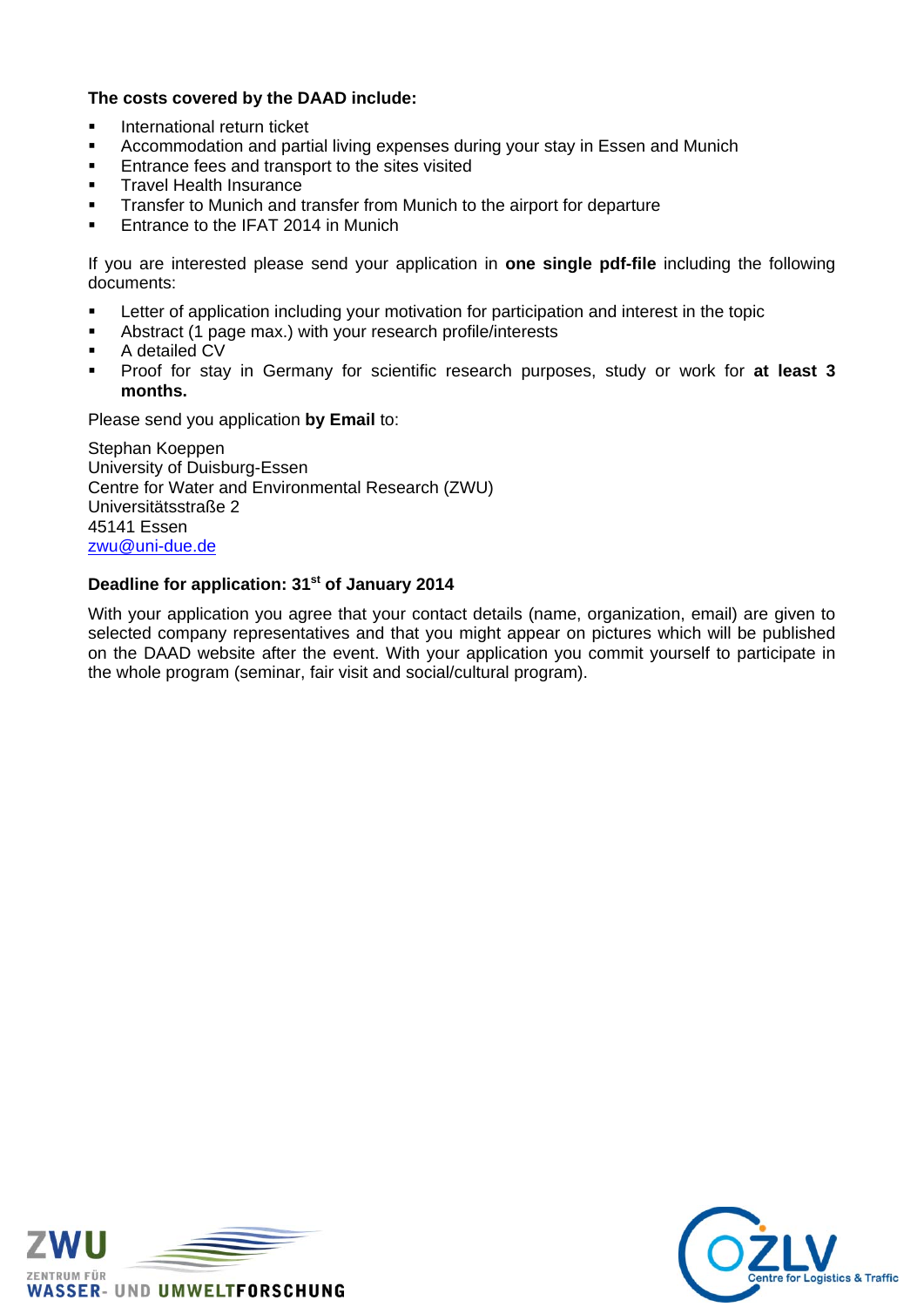**The costs covered by the DAAD include:**

- International return ticket
- Accommodation and partial living expenses during your stay in Essen and Munich
- Entrance fees and transport to the sites visited
- Travel Health Insurance
- Transfer to Munich and transfer from Munich to the airport for departure
- Entrance to the IFAT 2014 in Munich

If you are interested please send your application in **one single pdf-file** including the following documents:

- Letter of application including your motivation for participation and interest in the topic
- Abstract (1 page max.) with your research profile/interests
- A detailed CV
- Proof for stay in Germany for scientific research purposes, study or work for **at least 3 months.**

Please send you application **by Email** to:

Stephan Koeppen
University of Duisburg-Essen
Centre for Water and Environmental Research (ZWU)
Universitätsstraße 2
45141 Essen
zwu@uni-due.de

**Deadline for application: 31st of January 2014**

With your application you agree that your contact details (name, organization, email) are given to selected company representatives and that you might appear on pictures which will be published on the DAAD website after the event. With your application you commit yourself to participate in the whole program (seminar, fair visit and social/cultural program).

ZWU
ZENTRUM FÜR
WASSER- UND UMWELTFORSCHUNG

ZLV
Centre for Logistics & Traffic